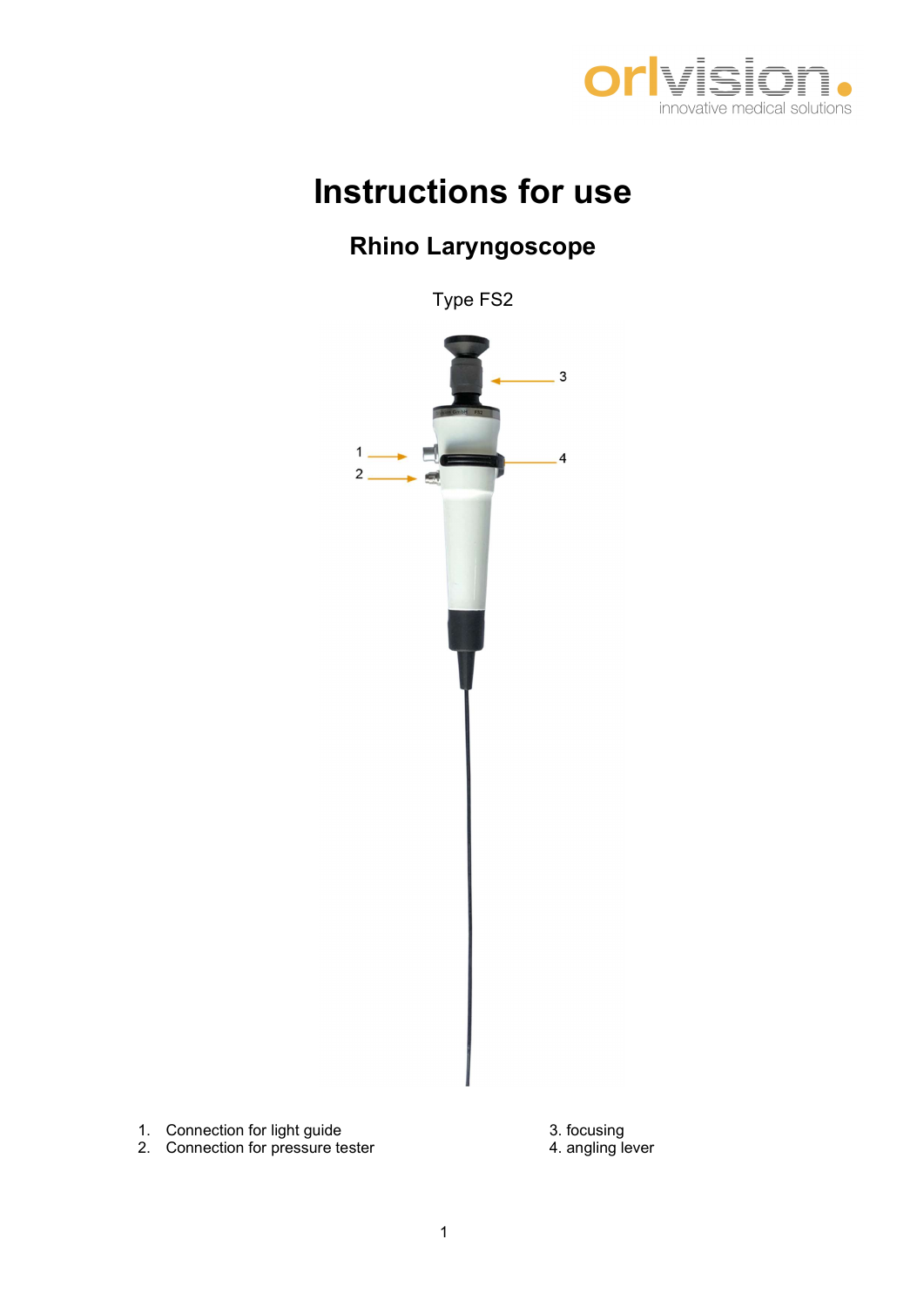orlvision
innovative medical solutions

# Instructions for use

## Rhino Laryngoscope

Type FS2

1. Connection for light guide
2. Connection for pressure tester
3. focusing
4. angling lever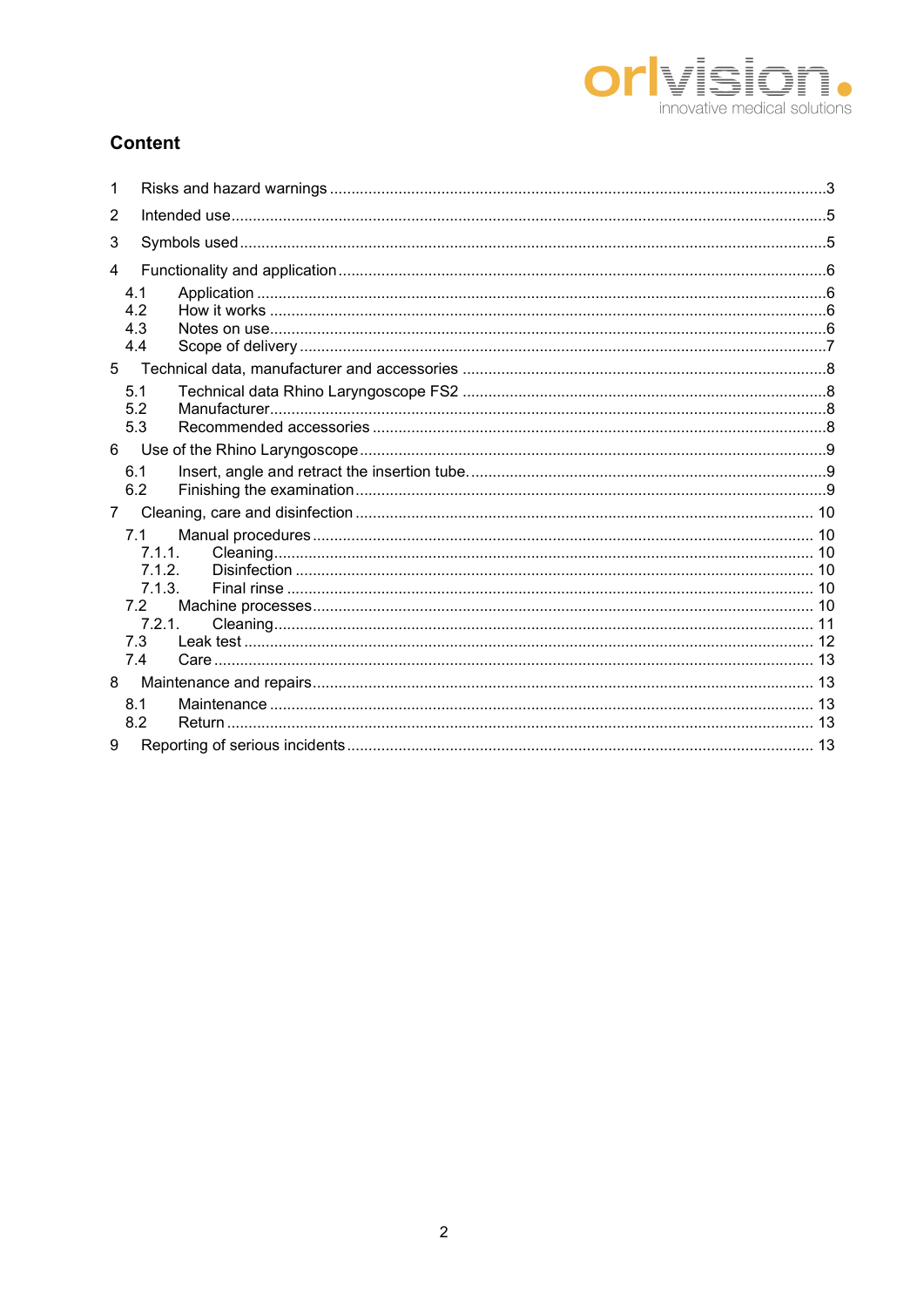## Content

1 Risks and hazard warnings .......... 3

2 Intended use .......... 5

3 Symbols used .......... 5

4 Functionality and application .......... 6

- 4.1 Application .......... 6
- 4.2 How it works .......... 6
- 4.3 Notes on use .......... 6
- 4.4 Scope of delivery .......... 7

5 Technical data, manufacturer and accessories .......... 8

- 5.1 Technical data Rhino Laryngoscope FS2 .......... 8
- 5.2 Manufacturer .......... 8
- 5.3 Recommended accessories .......... 8

6 Use of the Rhino Laryngoscope .......... 9

- 6.1 Insert, angle and retract the insertion tube. .......... 9
- 6.2 Finishing the examination .......... 9

7 Cleaning, care and disinfection .......... 10

- 7.1 Manual procedures .......... 10
  - 7.1.1. Cleaning .......... 10
  - 7.1.2. Disinfection .......... 10
  - 7.1.3. Final rinse .......... 10
- 7.2 Machine processes .......... 10
  - 7.2.1. Cleaning .......... 11
- 7.3 Leak test .......... 12
- 7.4 Care .......... 13

8 Maintenance and repairs .......... 13

- 8.1 Maintenance .......... 13
- 8.2 Return .......... 13

9 Reporting of serious incidents .......... 13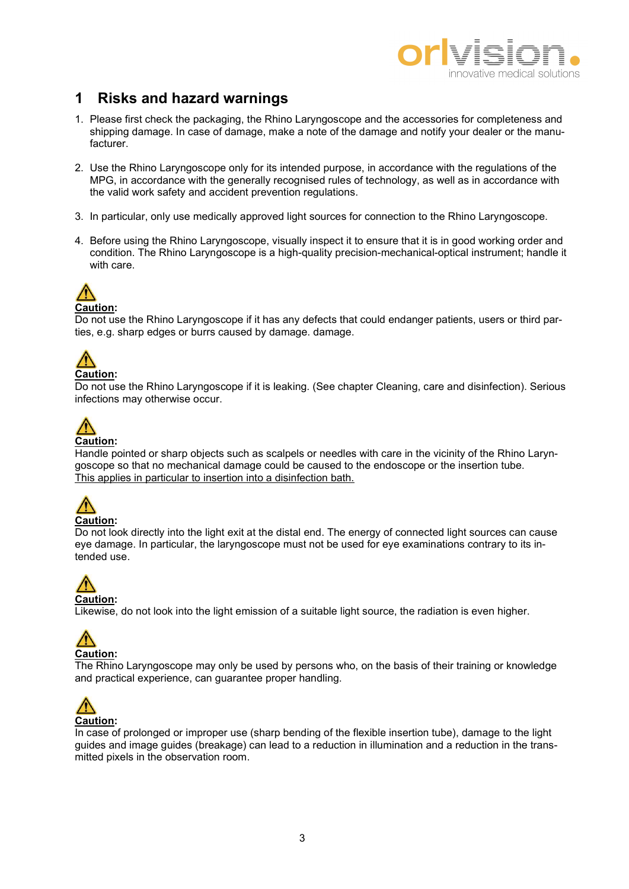# 1 Risks and hazard warnings

1. Please first check the packaging, the Rhino Laryngoscope and the accessories for completeness and shipping damage. In case of damage, make a note of the damage and notify your dealer or the manufacturer.

2. Use the Rhino Laryngoscope only for its intended purpose, in accordance with the regulations of the MPG, in accordance with the generally recognised rules of technology, as well as in accordance with the valid work safety and accident prevention regulations.

3. In particular, only use medically approved light sources for connection to the Rhino Laryngoscope.

4. Before using the Rhino Laryngoscope, visually inspect it to ensure that it is in good working order and condition. The Rhino Laryngoscope is a high-quality precision-mechanical-optical instrument; handle it with care.

⚠ **Caution:**
Do not use the Rhino Laryngoscope if it has any defects that could endanger patients, users or third parties, e.g. sharp edges or burrs caused by damage. damage.

⚠ **Caution:**
Do not use the Rhino Laryngoscope if it is leaking. (See chapter Cleaning, care and disinfection). Serious infections may otherwise occur.

⚠ **Caution:**
Handle pointed or sharp objects such as scalpels or needles with care in the vicinity of the Rhino Laryngoscope so that no mechanical damage could be caused to the endoscope or the insertion tube.
This applies in particular to insertion into a disinfection bath.

⚠ **Caution:**
Do not look directly into the light exit at the distal end. The energy of connected light sources can cause eye damage. In particular, the laryngoscope must not be used for eye examinations contrary to its intended use.

⚠ **Caution:**
Likewise, do not look into the light emission of a suitable light source, the radiation is even higher.

⚠ **Caution:**
The Rhino Laryngoscope may only be used by persons who, on the basis of their training or knowledge and practical experience, can guarantee proper handling.

⚠ **Caution:**
In case of prolonged or improper use (sharp bending of the flexible insertion tube), damage to the light guides and image guides (breakage) can lead to a reduction in illumination and a reduction in the transmitted pixels in the observation room.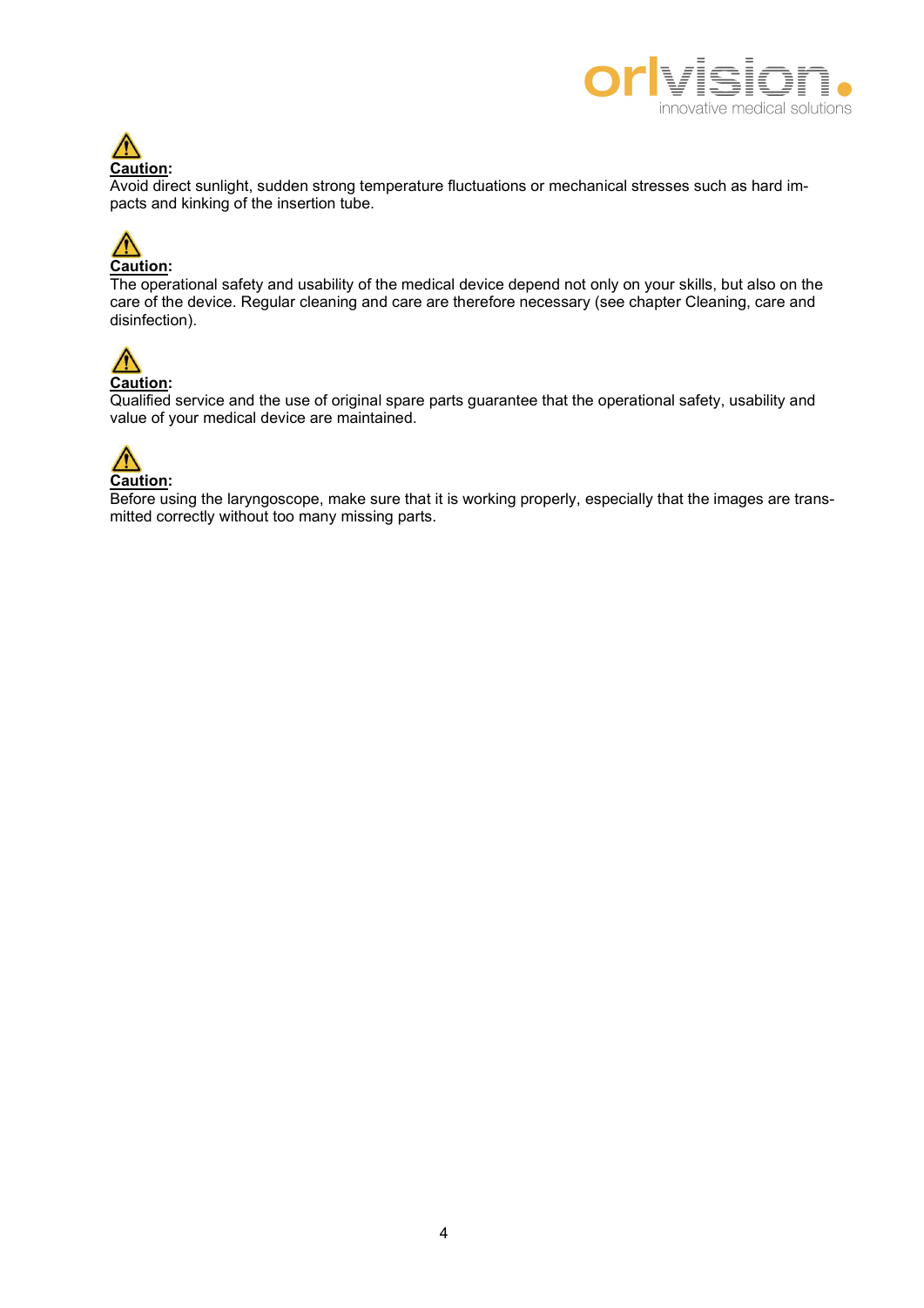⚠ **Caution:**
Avoid direct sunlight, sudden strong temperature fluctuations or mechanical stresses such as hard impacts and kinking of the insertion tube.

⚠ **Caution:**
The operational safety and usability of the medical device depend not only on your skills, but also on the care of the device. Regular cleaning and care are therefore necessary (see chapter Cleaning, care and disinfection).

⚠ **Caution:**
Qualified service and the use of original spare parts guarantee that the operational safety, usability and value of your medical device are maintained.

⚠ **Caution:**
Before using the laryngoscope, make sure that it is working properly, especially that the images are transmitted correctly without too many missing parts.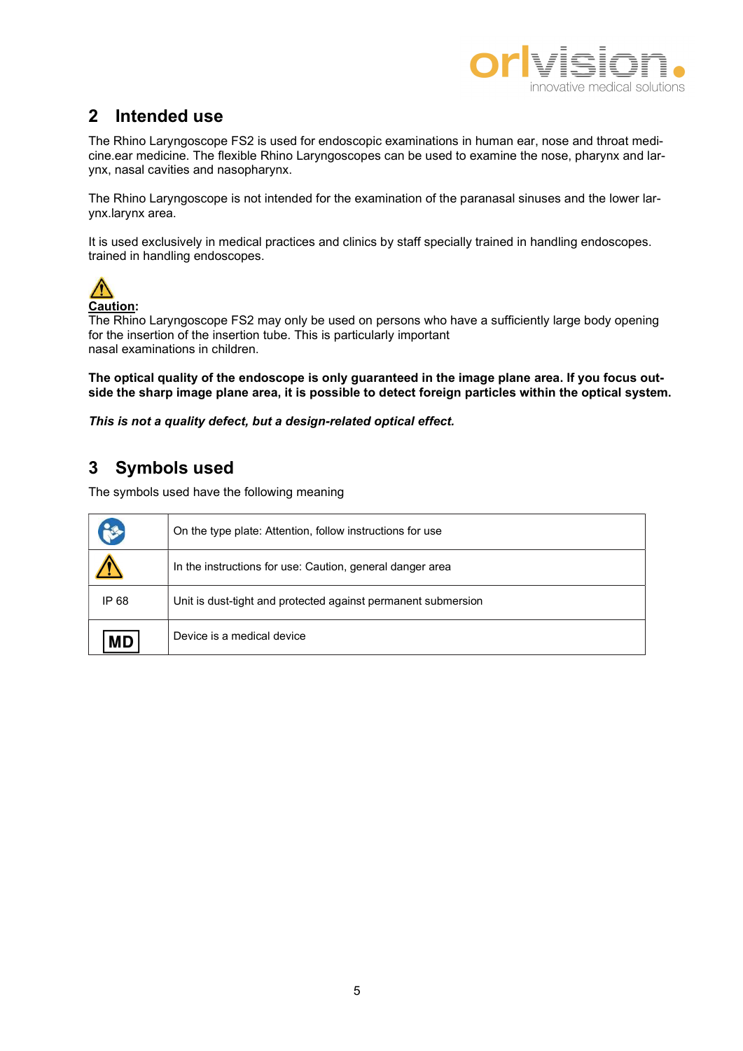## 2 Intended use

The Rhino Laryngoscope FS2 is used for endoscopic examinations in human ear, nose and throat medicine.ear medicine. The flexible Rhino Laryngoscopes can be used to examine the nose, pharynx and larynx, nasal cavities and nasopharynx.

The Rhino Laryngoscope is not intended for the examination of the paranasal sinuses and the lower larynx.larynx area.

It is used exclusively in medical practices and clinics by staff specially trained in handling endoscopes. trained in handling endoscopes.

⚠
**Caution**:
The Rhino Laryngoscope FS2 may only be used on persons who have a sufficiently large body opening for the insertion of the insertion tube. This is particularly important
nasal examinations in children.

**The optical quality of the endoscope is only guaranteed in the image plane area. If you focus outside the sharp image plane area, it is possible to detect foreign particles within the optical system.**

***This is not a quality defect, but a design-related optical effect.***

## 3 Symbols used

The symbols used have the following meaning

| Symbol | Meaning |
|---|---|
| (Instructions symbol) | On the type plate: Attention, follow instructions for use |
| ⚠ | In the instructions for use: Caution, general danger area |
| IP 68 | Unit is dust-tight and protected against permanent submersion |
| MD | Device is a medical device |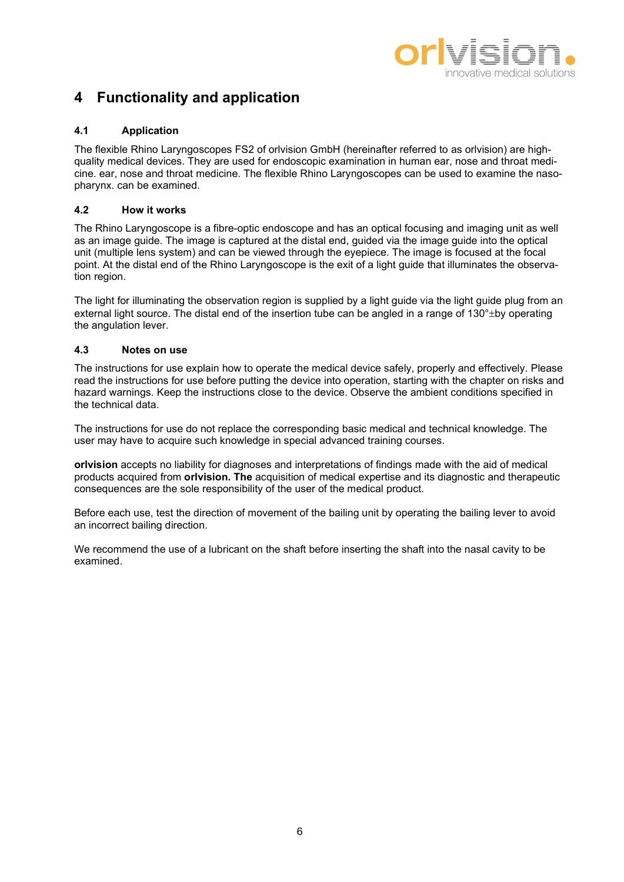# 4 Functionality and application

## 4.1 Application

The flexible Rhino Laryngoscopes FS2 of orlvision GmbH (hereinafter referred to as orlvision) are high-quality medical devices. They are used for endoscopic examination in human ear, nose and throat medicine. ear, nose and throat medicine. The flexible Rhino Laryngoscopes can be used to examine the nasopharynx. can be examined.

## 4.2 How it works

The Rhino Laryngoscope is a fibre-optic endoscope and has an optical focusing and imaging unit as well as an image guide. The image is captured at the distal end, guided via the image guide into the optical unit (multiple lens system) and can be viewed through the eyepiece. The image is focused at the focal point. At the distal end of the Rhino Laryngoscope is the exit of a light guide that illuminates the observation region.

The light for illuminating the observation region is supplied by a light guide via the light guide plug from an external light source. The distal end of the insertion tube can be angled in a range of 130°±by operating the angulation lever.

## 4.3 Notes on use

The instructions for use explain how to operate the medical device safely, properly and effectively. Please read the instructions for use before putting the device into operation, starting with the chapter on risks and hazard warnings. Keep the instructions close to the device. Observe the ambient conditions specified in the technical data.

The instructions for use do not replace the corresponding basic medical and technical knowledge. The user may have to acquire such knowledge in special advanced training courses.

**orlvision** accepts no liability for diagnoses and interpretations of findings made with the aid of medical products acquired from **orlvision. The** acquisition of medical expertise and its diagnostic and therapeutic consequences are the sole responsibility of the user of the medical product.

Before each use, test the direction of movement of the bailing unit by operating the bailing lever to avoid an incorrect bailing direction.

We recommend the use of a lubricant on the shaft before inserting the shaft into the nasal cavity to be examined.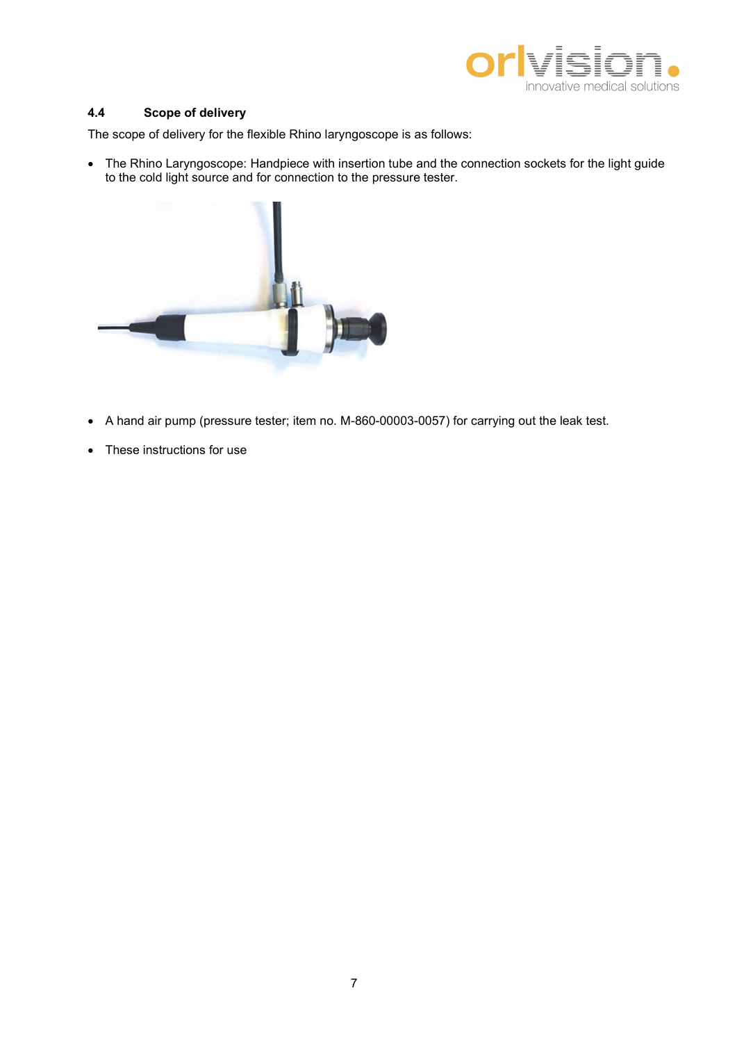## 4.4 Scope of delivery

The scope of delivery for the flexible Rhino laryngoscope is as follows:

- The Rhino Laryngoscope: Handpiece with insertion tube and the connection sockets for the light guide to the cold light source and for connection to the pressure tester.

- A hand air pump (pressure tester; item no. M-860-00003-0057) for carrying out the leak test.

- These instructions for use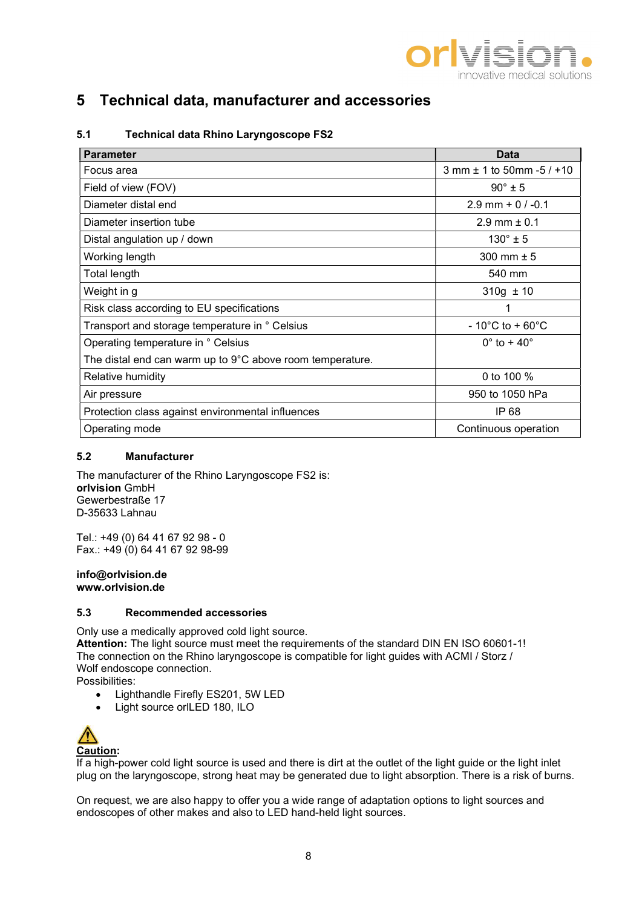# 5 Technical data, manufacturer and accessories

## 5.1 Technical data Rhino Laryngoscope FS2

| Parameter | Data |
|---|---|
| Focus area | 3 mm ± 1 to 50mm -5 / +10 |
| Field of view (FOV) | 90° ± 5 |
| Diameter distal end | 2.9 mm + 0 / -0.1 |
| Diameter insertion tube | 2.9 mm ± 0.1 |
| Distal angulation up / down | 130° ± 5 |
| Working length | 300 mm ± 5 |
| Total length | 540 mm |
| Weight in g | 310g ± 10 |
| Risk class according to EU specifications | 1 |
| Transport and storage temperature in ° Celsius | - 10°C to + 60°C |
| Operating temperature in ° Celsius<br>The distal end can warm up to 9°C above room temperature. | 0° to + 40° |
| Relative humidity | 0 to 100 % |
| Air pressure | 950 to 1050 hPa |
| Protection class against environmental influences | IP 68 |
| Operating mode | Continuous operation |

## 5.2 Manufacturer

The manufacturer of the Rhino Laryngoscope FS2 is:
**orlvision** GmbH
Gewerbestraße 17
D-35633 Lahnau

Tel.: +49 (0) 64 41 67 92 98 - 0
Fax.: +49 (0) 64 41 67 92 98-99

**info@orlvision.de**
**www.orlvision.de**

## 5.3 Recommended accessories

Only use a medically approved cold light source.
**Attention:** The light source must meet the requirements of the standard DIN EN ISO 60601-1!
The connection on the Rhino laryngoscope is compatible for light guides with ACMI / Storz / Wolf endoscope connection.
Possibilities:

- Lighthandle Firefly ES201, 5W LED
- Light source orlLED 180, ILO

⚠ **Caution:**
If a high-power cold light source is used and there is dirt at the outlet of the light guide or the light inlet plug on the laryngoscope, strong heat may be generated due to light absorption. There is a risk of burns.

On request, we are also happy to offer you a wide range of adaptation options to light sources and endoscopes of other makes and also to LED hand-held light sources.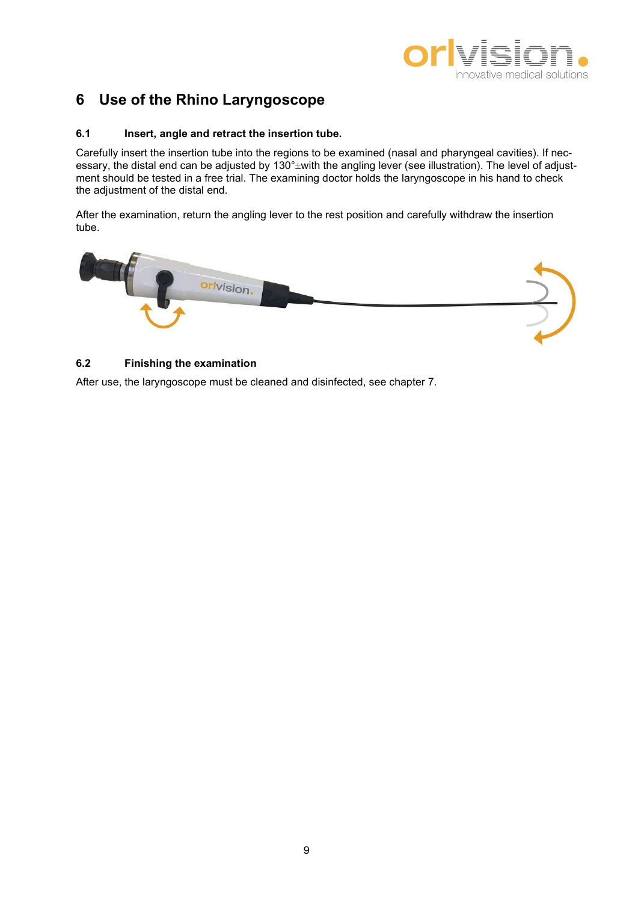# 6 Use of the Rhino Laryngoscope

### 6.1 Insert, angle and retract the insertion tube.

Carefully insert the insertion tube into the regions to be examined (nasal and pharyngeal cavities). If necessary, the distal end can be adjusted by 130°±with the angling lever (see illustration). The level of adjustment should be tested in a free trial. The examining doctor holds the laryngoscope in his hand to check the adjustment of the distal end.

After the examination, return the angling lever to the rest position and carefully withdraw the insertion tube.

### 6.2 Finishing the examination

After use, the laryngoscope must be cleaned and disinfected, see chapter 7.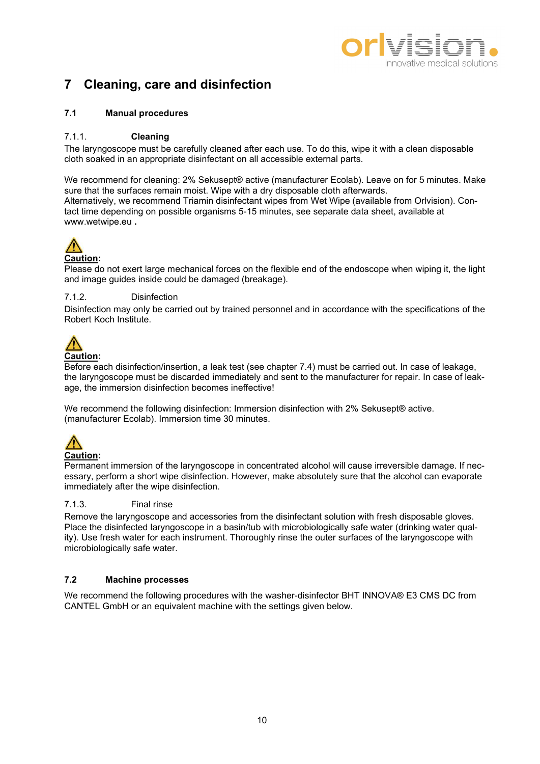# 7 Cleaning, care and disinfection

## 7.1 Manual procedures

### 7.1.1. Cleaning

The laryngoscope must be carefully cleaned after each use. To do this, wipe it with a clean disposable cloth soaked in an appropriate disinfectant on all accessible external parts.

We recommend for cleaning: 2% Sekusept® active (manufacturer Ecolab). Leave on for 5 minutes. Make sure that the surfaces remain moist. Wipe with a dry disposable cloth afterwards.
Alternatively, we recommend Triamin disinfectant wipes from Wet Wipe (available from Orlvision). Contact time depending on possible organisms 5-15 minutes, see separate data sheet, available at www.wetwipe.eu .

⚠
**Caution:**
Please do not exert large mechanical forces on the flexible end of the endoscope when wiping it, the light and image guides inside could be damaged (breakage).

### 7.1.2. Disinfection

Disinfection may only be carried out by trained personnel and in accordance with the specifications of the Robert Koch Institute.

⚠
**Caution:**
Before each disinfection/insertion, a leak test (see chapter 7.4) must be carried out. In case of leakage, the laryngoscope must be discarded immediately and sent to the manufacturer for repair. In case of leakage, the immersion disinfection becomes ineffective!

We recommend the following disinfection: Immersion disinfection with 2% Sekusept® active. (manufacturer Ecolab). Immersion time 30 minutes.

⚠
**Caution:**
Permanent immersion of the laryngoscope in concentrated alcohol will cause irreversible damage. If necessary, perform a short wipe disinfection. However, make absolutely sure that the alcohol can evaporate immediately after the wipe disinfection.

### 7.1.3. Final rinse

Remove the laryngoscope and accessories from the disinfectant solution with fresh disposable gloves. Place the disinfected laryngoscope in a basin/tub with microbiologically safe water (drinking water quality). Use fresh water for each instrument. Thoroughly rinse the outer surfaces of the laryngoscope with microbiologically safe water.

## 7.2 Machine processes

We recommend the following procedures with the washer-disinfector BHT INNOVA® E3 CMS DC from CANTEL GmbH or an equivalent machine with the settings given below.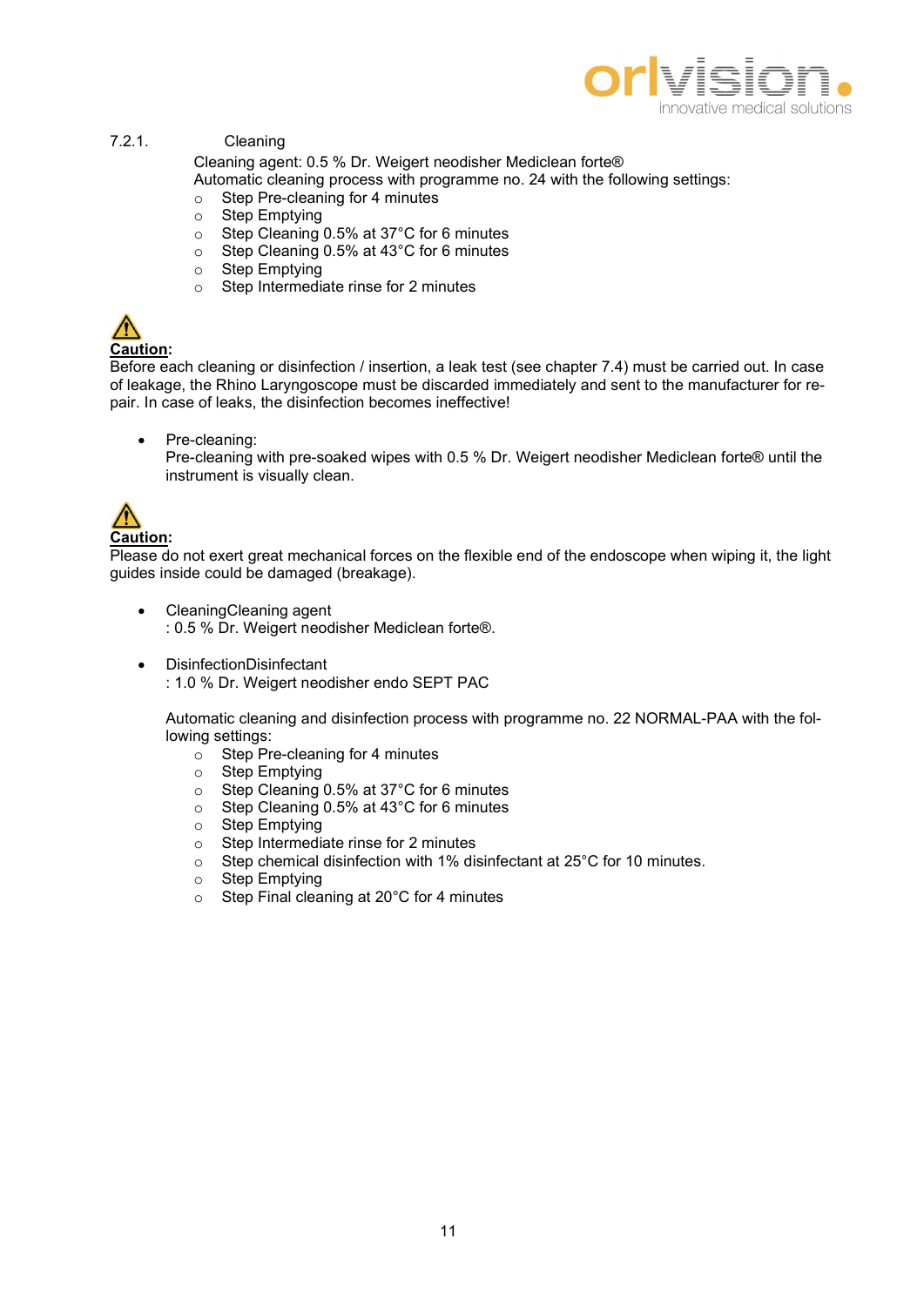#### 7.2.1. Cleaning

Cleaning agent: 0.5 % Dr. Weigert neodisher Mediclean forte®
Automatic cleaning process with programme no. 24 with the following settings:

- Step Pre-cleaning for 4 minutes
- Step Emptying
- Step Cleaning 0.5% at 37°C for 6 minutes
- Step Cleaning 0.5% at 43°C for 6 minutes
- Step Emptying
- Step Intermediate rinse for 2 minutes

⚠ **Caution:**
Before each cleaning or disinfection / insertion, a leak test (see chapter 7.4) must be carried out. In case of leakage, the Rhino Laryngoscope must be discarded immediately and sent to the manufacturer for repair. In case of leaks, the disinfection becomes ineffective!

- Pre-cleaning:
  Pre-cleaning with pre-soaked wipes with 0.5 % Dr. Weigert neodisher Mediclean forte® until the instrument is visually clean.

⚠ **Caution:**
Please do not exert great mechanical forces on the flexible end of the endoscope when wiping it, the light guides inside could be damaged (breakage).

- CleaningCleaning agent
  : 0.5 % Dr. Weigert neodisher Mediclean forte®.

- DisinfectionDisinfectant
  : 1.0 % Dr. Weigert neodisher endo SEPT PAC

  Automatic cleaning and disinfection process with programme no. 22 NORMAL-PAA with the following settings:

  - Step Pre-cleaning for 4 minutes
  - Step Emptying
  - Step Cleaning 0.5% at 37°C for 6 minutes
  - Step Cleaning 0.5% at 43°C for 6 minutes
  - Step Emptying
  - Step Intermediate rinse for 2 minutes
  - Step chemical disinfection with 1% disinfectant at 25°C for 10 minutes.
  - Step Emptying
  - Step Final cleaning at 20°C for 4 minutes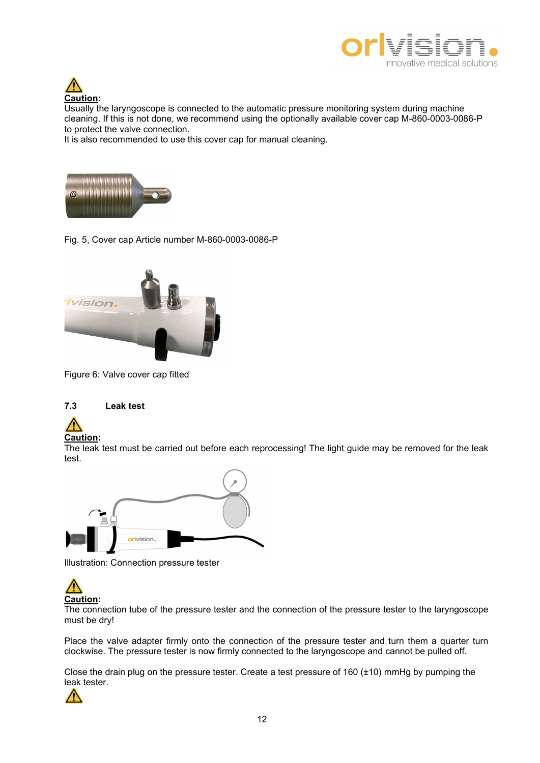**Caution:**
Usually the laryngoscope is connected to the automatic pressure monitoring system during machine cleaning. If this is not done, we recommend using the optionally available cover cap M-860-0003-0086-P to protect the valve connection.
It is also recommended to use this cover cap for manual cleaning.

Fig. 5, Cover cap Article number M-860-0003-0086-P

Figure 6: Valve cover cap fitted

### 7.3 Leak test

**Caution:**
The leak test must be carried out before each reprocessing! The light guide may be removed for the leak test.

Illustration: Connection pressure tester

**Caution:**
The connection tube of the pressure tester and the connection of the pressure tester to the laryngoscope must be dry!

Place the valve adapter firmly onto the connection of the pressure tester and turn them a quarter turn clockwise. The pressure tester is now firmly connected to the laryngoscope and cannot be pulled off.

Close the drain plug on the pressure tester. Create a test pressure of 160 (±10) mmHg by pumping the leak tester.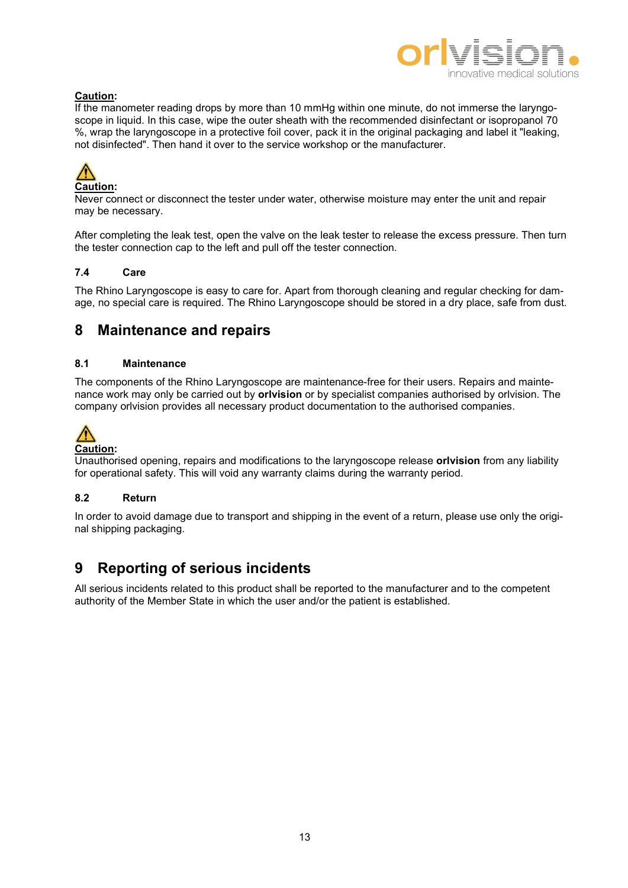**Caution:**
If the manometer reading drops by more than 10 mmHg within one minute, do not immerse the laryngoscope in liquid. In this case, wipe the outer sheath with the recommended disinfectant or isopropanol 70 %, wrap the laryngoscope in a protective foil cover, pack it in the original packaging and label it "leaking, not disinfected". Then hand it over to the service workshop or the manufacturer.

⚠
**Caution:**
Never connect or disconnect the tester under water, otherwise moisture may enter the unit and repair may be necessary.

After completing the leak test, open the valve on the leak tester to release the excess pressure. Then turn the tester connection cap to the left and pull off the tester connection.

### 7.4 Care

The Rhino Laryngoscope is easy to care for. Apart from thorough cleaning and regular checking for damage, no special care is required. The Rhino Laryngoscope should be stored in a dry place, safe from dust.

## 8 Maintenance and repairs

### 8.1 Maintenance

The components of the Rhino Laryngoscope are maintenance-free for their users. Repairs and maintenance work may only be carried out by **orlvision** or by specialist companies authorised by orlvision. The company orlvision provides all necessary product documentation to the authorised companies.

⚠
**Caution:**
Unauthorised opening, repairs and modifications to the laryngoscope release **orlvision** from any liability for operational safety. This will void any warranty claims during the warranty period.

### 8.2 Return

In order to avoid damage due to transport and shipping in the event of a return, please use only the original shipping packaging.

## 9 Reporting of serious incidents

All serious incidents related to this product shall be reported to the manufacturer and to the competent authority of the Member State in which the user and/or the patient is established.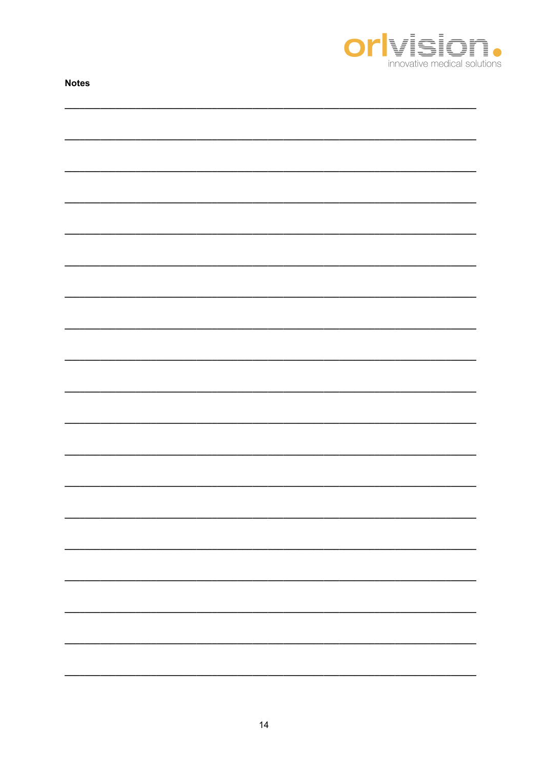**Notes**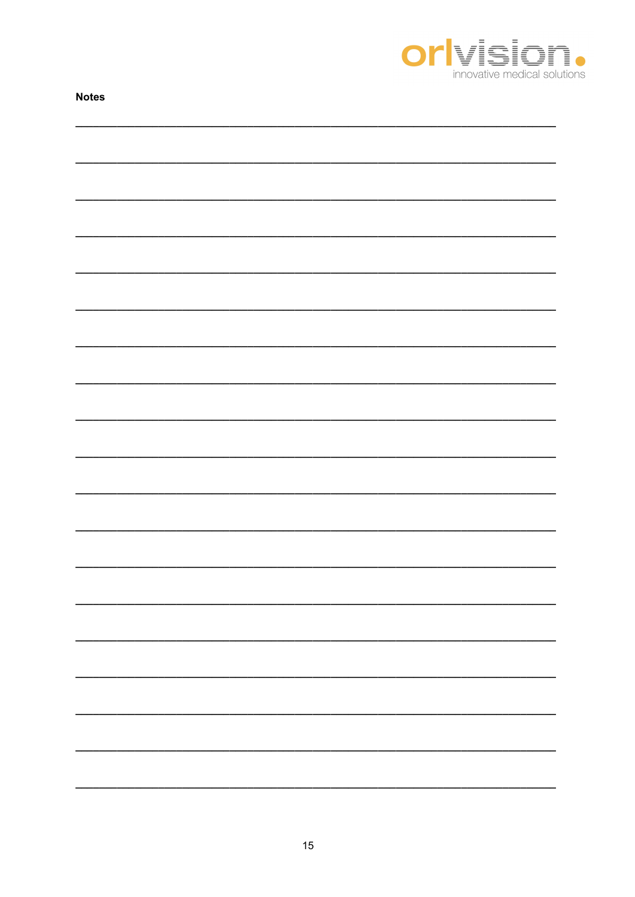**Notes**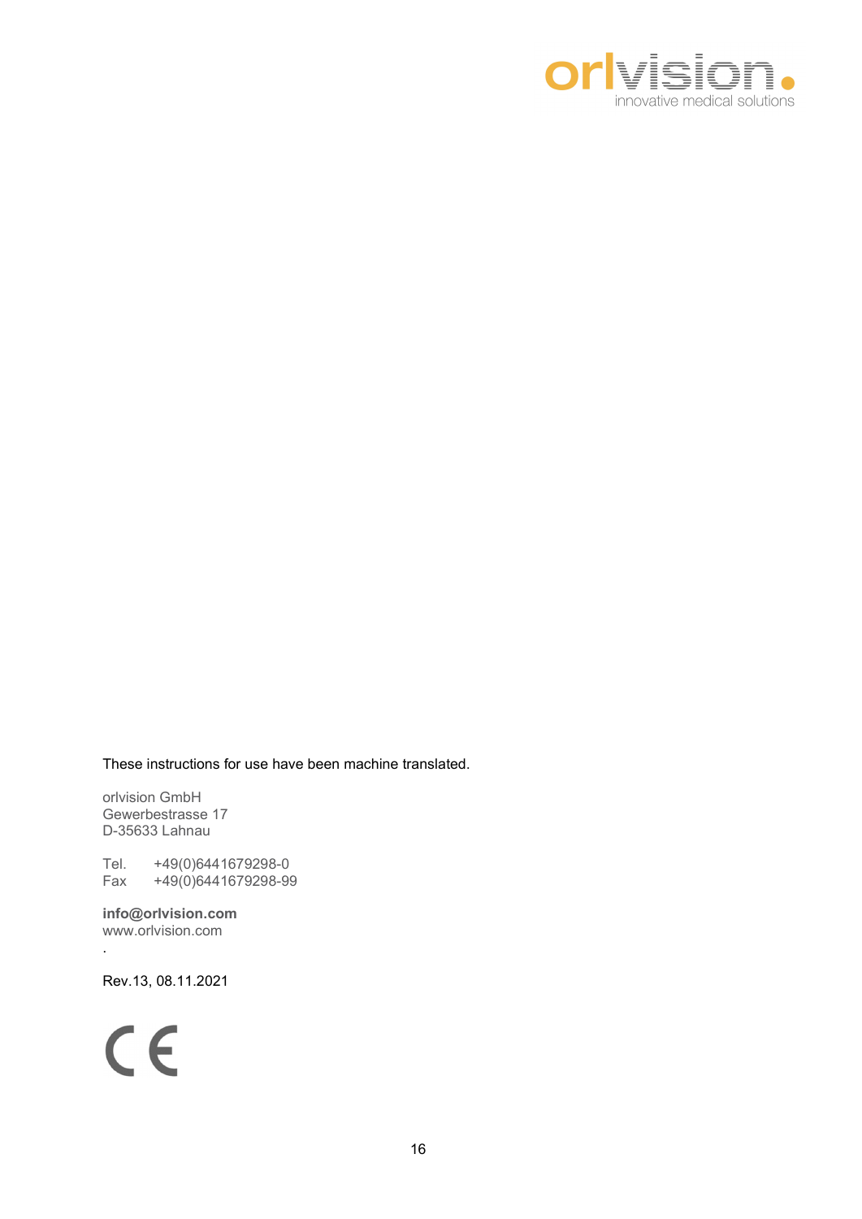orlvision
innovative medical solutions

These instructions for use have been machine translated.

orlvision GmbH
Gewerbestrasse 17
D-35633 Lahnau

Tel. +49(0)6441679298-0
Fax +49(0)6441679298-99

**info@orlvision.com**
www.orlvision.com
.

Rev.13, 08.11.2021

CE